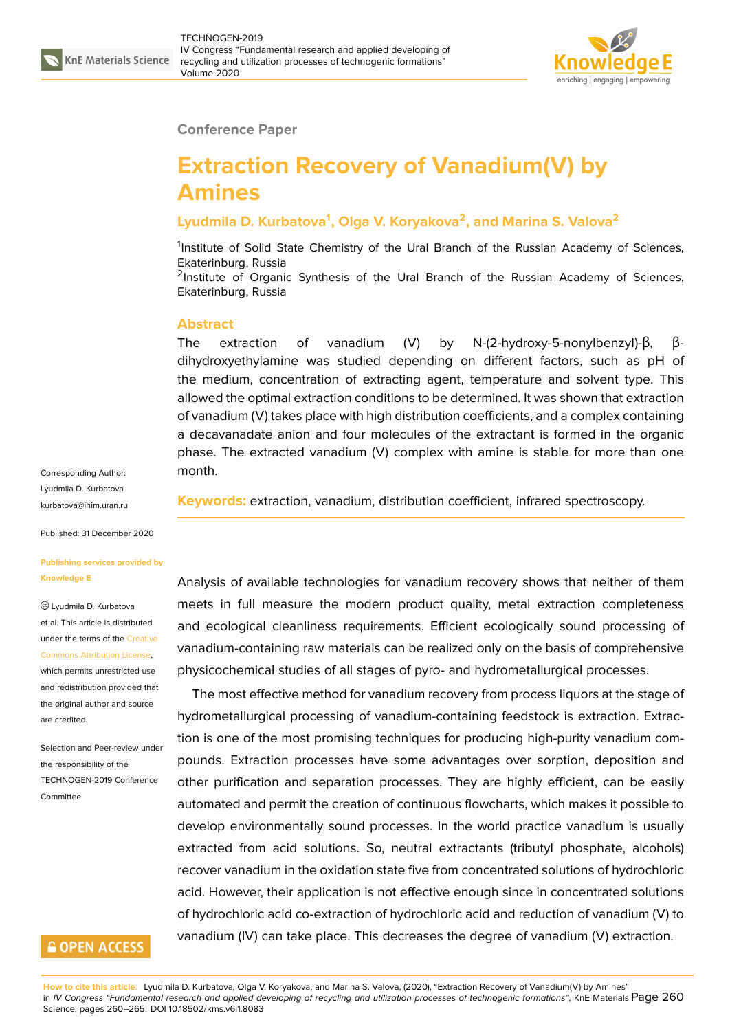Conference Paper

# Extraction Recovery of Vanadium(V) by Amines

## Lyudmila D. Kurbatova[1], Olga V. Koryakova[2], and Marina S. Valova[2]

[1]Institute of Solid State Chemistry of the Ural Branch of the Russian Academy of Sciences, Ekaterinburg, Russia
[2]Institute of Organic Synthesis of the Ural Branch of the Russian Academy of Sciences, Ekaterinburg, Russia

### Abstract

The extraction of vanadium (V) by N-(2-hydroxy-5-nonylbenzyl)-β, β-dihydroxyethylamine was studied depending on different factors, such as pH of the medium, concentration of extracting agent, temperature and solvent type. This allowed the optimal extraction conditions to be determined. It was shown that extraction of vanadium (V) takes place with high distribution coefficients, and a complex containing a decavanadate anion and four molecules of the extractant is formed in the organic phase. The extracted vanadium (V) complex with amine is stable for more than one month.

**Keywords:** extraction, vanadium, distribution coefficient, infrared spectroscopy.

Corresponding Author:
Lyudmila D. Kurbatova
kurbatova@ihim.uran.ru

Published: 31 December 2020

Publishing services provided by Knowledge E

© Lyudmila D. Kurbatova et al. This article is distributed under the terms of the Creative Commons Attribution License, which permits unrestricted use and redistribution provided that the original author and source are credited.

Selection and Peer-review under the responsibility of the TECHNOGEN-2019 Conference Committee.

Analysis of available technologies for vanadium recovery shows that neither of them meets in full measure the modern product quality, metal extraction completeness and ecological cleanliness requirements. Efficient ecologically sound processing of vanadium-containing raw materials can be realized only on the basis of comprehensive physicochemical studies of all stages of pyro- and hydrometallurgical processes.

The most effective method for vanadium recovery from process liquors at the stage of hydrometallurgical processing of vanadium-containing feedstock is extraction. Extraction is one of the most promising techniques for producing high-purity vanadium compounds. Extraction processes have some advantages over sorption, deposition and other purification and separation processes. They are highly efficient, can be easily automated and permit the creation of continuous flowcharts, which makes it possible to develop environmentally sound processes. In the world practice vanadium is usually extracted from acid solutions. So, neutral extractants (tributyl phosphate, alcohols) recover vanadium in the oxidation state five from concentrated solutions of hydrochloric acid. However, their application is not effective enough since in concentrated solutions of hydrochloric acid co-extraction of hydrochloric acid and reduction of vanadium (V) to vanadium (IV) can take place. This decreases the degree of vanadium (V) extraction.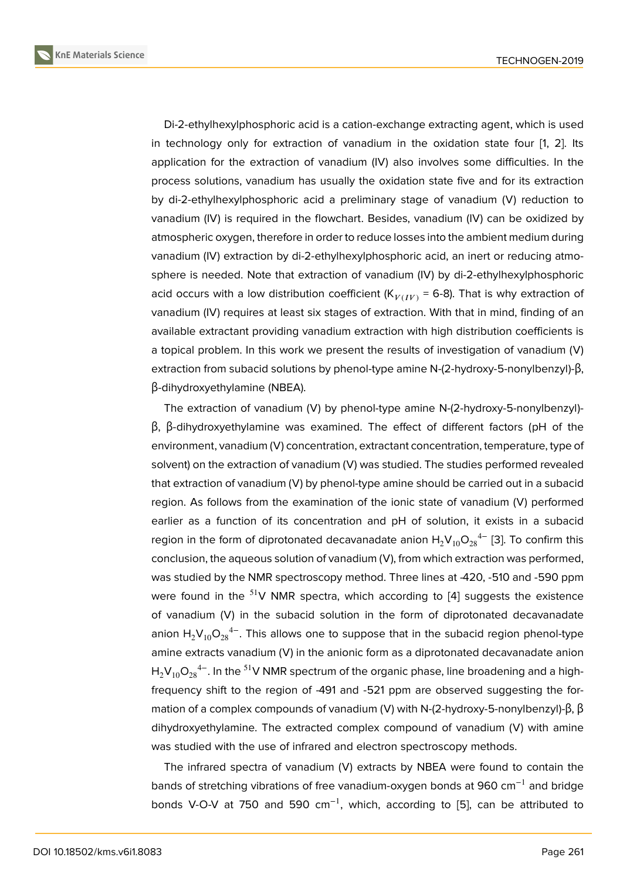Di-2-ethylhexylphosphoric acid is a cation-exchange extracting agent, which is used in technology only for extraction of vanadium in the oxidation state four [1, 2]. Its application for the extraction of vanadium (IV) also involves some difficulties. In the process solutions, vanadium has usually the oxidation state five and for its extraction by di-2-ethylhexylphosphoric acid a preliminary stage of vanadium (V) reduction to vanadium (IV) is required in the flowchart. Besides, vanadium (IV) can be oxidized by atmospheric oxygen, therefore in order to reduce losses into the ambient medium during vanadium (IV) extraction by di-2-ethylhexylphosphoric acid, an inert or reducing atmosphere is needed. Note that extraction of vanadium (IV) by di-2-ethylhexylphosphoric acid occurs with a low distribution coefficient ($K_{V(IV)}$ = 6-8). That is why extraction of vanadium (IV) requires at least six stages of extraction. With that in mind, finding of an available extractant providing vanadium extraction with high distribution coefficients is a topical problem. In this work we present the results of investigation of vanadium (V) extraction from subacid solutions by phenol-type amine N-(2-hydroxy-5-nonylbenzyl)-β, β-dihydroxyethylamine (NBEA).

The extraction of vanadium (V) by phenol-type amine N-(2-hydroxy-5-nonylbenzyl)-β, β-dihydroxyethylamine was examined. The effect of different factors (pH of the environment, vanadium (V) concentration, extractant concentration, temperature, type of solvent) on the extraction of vanadium (V) was studied. The studies performed revealed that extraction of vanadium (V) by phenol-type amine should be carried out in a subacid region. As follows from the examination of the ionic state of vanadium (V) performed earlier as a function of its concentration and pH of solution, it exists in a subacid region in the form of diprotonated decavanadate anion $H_2V_{10}O_{28}^{4-}$ [3]. To confirm this conclusion, the aqueous solution of vanadium (V), from which extraction was performed, was studied by the NMR spectroscopy method. Three lines at -420, -510 and -590 ppm were found in the $^{51}$V NMR spectra, which according to [4] suggests the existence of vanadium (V) in the subacid solution in the form of diprotonated decavanadate anion $H_2V_{10}O_{28}^{4-}$. This allows one to suppose that in the subacid region phenol-type amine extracts vanadium (V) in the anionic form as a diprotonated decavanadate anion $H_2V_{10}O_{28}^{4-}$. In the $^{51}$V NMR spectrum of the organic phase, line broadening and a high-frequency shift to the region of -491 and -521 ppm are observed suggesting the formation of a complex compounds of vanadium (V) with N-(2-hydroxy-5-nonylbenzyl)-β, β dihydroxyethylamine. The extracted complex compound of vanadium (V) with amine was studied with the use of infrared and electron spectroscopy methods.

The infrared spectra of vanadium (V) extracts by NBEA were found to contain the bands of stretching vibrations of free vanadium-oxygen bonds at 960 cm$^{-1}$ and bridge bonds V-O-V at 750 and 590 cm$^{-1}$, which, according to [5], can be attributed to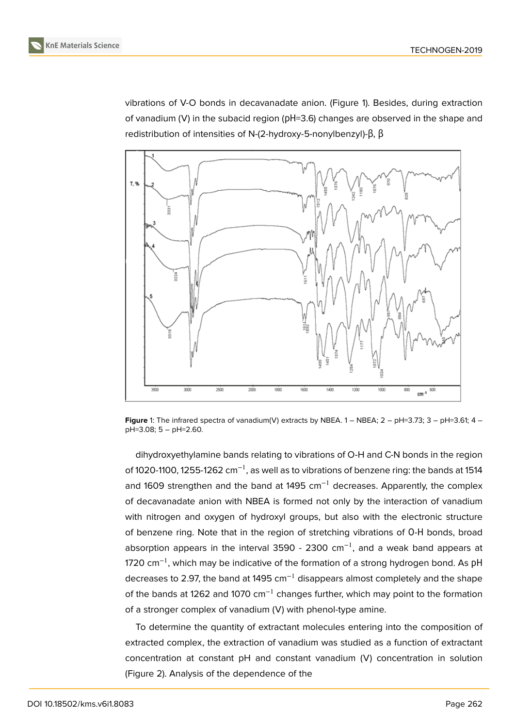vibrations of V-O bonds in decavanadate anion. (Figure 1). Besides, during extraction of vanadium (V) in the subacid region (pH=3.6) changes are observed in the shape and redistribution of intensities of N-(2-hydroxy-5-nonylbenzyl)-β, β

**Figure** 1: The infrared spectra of vanadium(V) extracts by NBEA. 1 – NBEA; 2 – pH=3.73; 3 – pH=3.61; 4 – pH=3.08; 5 – pH=2.60.

dihydroxyethylamine bands relating to vibrations of O-H and C-N bonds in the region of 1020-1100, 1255-1262 $cm^{-1}$, as well as to vibrations of benzene ring: the bands at 1514 and 1609 strengthen and the band at 1495 $cm^{-1}$ decreases. Apparently, the complex of decavanadate anion with NBEA is formed not only by the interaction of vanadium with nitrogen and oxygen of hydroxyl groups, but also with the electronic structure of benzene ring. Note that in the region of stretching vibrations of O-H bonds, broad absorption appears in the interval 3590 - 2300 $cm^{-1}$, and a weak band appears at 1720 $cm^{-1}$, which may be indicative of the formation of a strong hydrogen bond. As pH decreases to 2.97, the band at 1495 $cm^{-1}$ disappears almost completely and the shape of the bands at 1262 and 1070 $cm^{-1}$ changes further, which may point to the formation of a stronger complex of vanadium (V) with phenol-type amine.

To determine the quantity of extractant molecules entering into the composition of extracted complex, the extraction of vanadium was studied as a function of extractant concentration at constant pH and constant vanadium (V) concentration in solution (Figure 2). Analysis of the dependence of the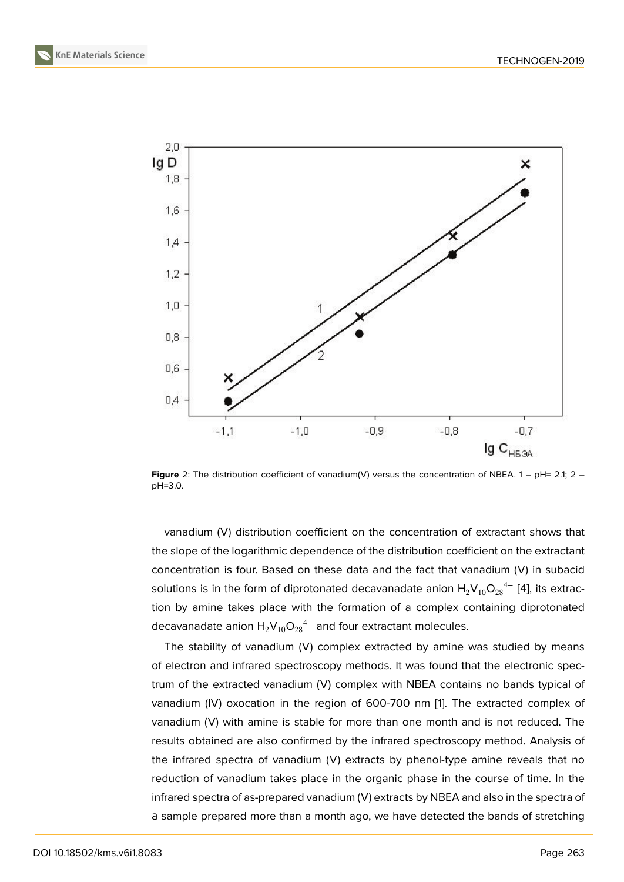**Figure** 2: The distribution coefficient of vanadium(V) versus the concentration of NBEA. 1 – pH= 2.1; 2 – pH=3.0.

vanadium (V) distribution coefficient on the concentration of extractant shows that the slope of the logarithmic dependence of the distribution coefficient on the extractant concentration is four. Based on these data and the fact that vanadium (V) in subacid solutions is in the form of diprotonated decavanadate anion $H_2V_{10}O_{28}^{4-}$ [4], its extraction by amine takes place with the formation of a complex containing diprotonated decavanadate anion $H_2V_{10}O_{28}^{4-}$ and four extractant molecules.

The stability of vanadium (V) complex extracted by amine was studied by means of electron and infrared spectroscopy methods. It was found that the electronic spectrum of the extracted vanadium (V) complex with NBEA contains no bands typical of vanadium (IV) oxocation in the region of 600-700 nm [1]. The extracted complex of vanadium (V) with amine is stable for more than one month and is not reduced. The results obtained are also confirmed by the infrared spectroscopy method. Analysis of the infrared spectra of vanadium (V) extracts by phenol-type amine reveals that no reduction of vanadium takes place in the organic phase in the course of time. In the infrared spectra of as-prepared vanadium (V) extracts by NBEA and also in the spectra of a sample prepared more than a month ago, we have detected the bands of stretching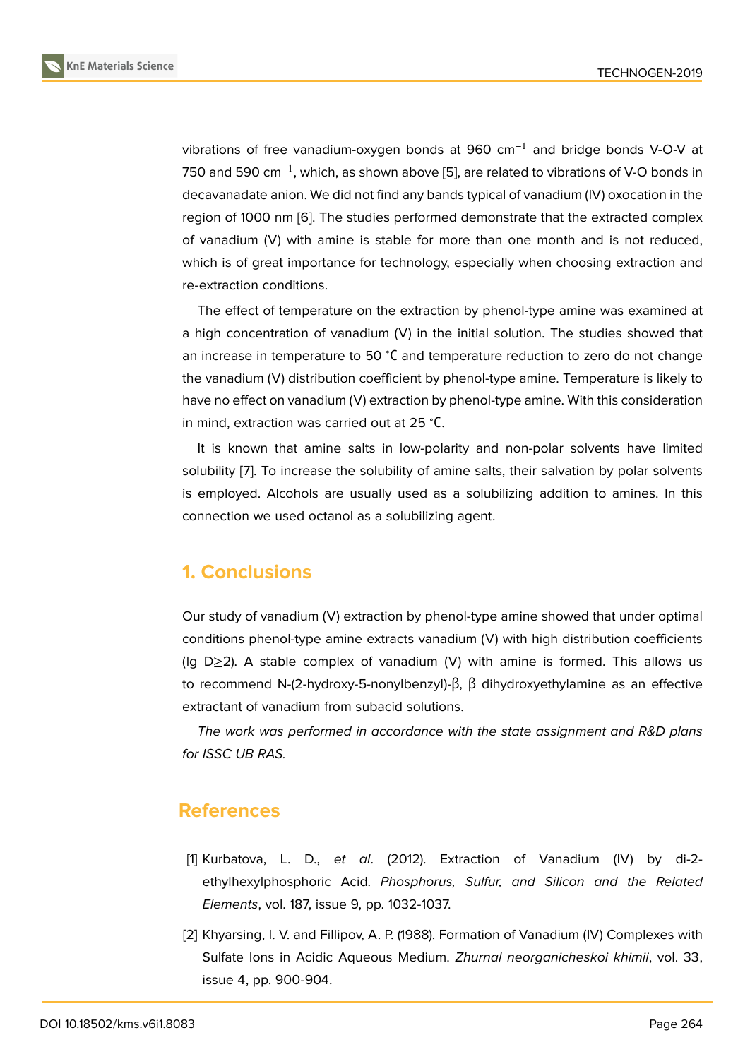vibrations of free vanadium-oxygen bonds at 960 $cm^{-1}$ and bridge bonds V-O-V at 750 and 590 $cm^{-1}$, which, as shown above [5], are related to vibrations of V-O bonds in decavanadate anion. We did not find any bands typical of vanadium (IV) oxocation in the region of 1000 nm [6]. The studies performed demonstrate that the extracted complex of vanadium (V) with amine is stable for more than one month and is not reduced, which is of great importance for technology, especially when choosing extraction and re-extraction conditions.

The effect of temperature on the extraction by phenol-type amine was examined at a high concentration of vanadium (V) in the initial solution. The studies showed that an increase in temperature to 50 °C and temperature reduction to zero do not change the vanadium (V) distribution coefficient by phenol-type amine. Temperature is likely to have no effect on vanadium (V) extraction by phenol-type amine. With this consideration in mind, extraction was carried out at 25 °C.

It is known that amine salts in low-polarity and non-polar solvents have limited solubility [7]. To increase the solubility of amine salts, their salvation by polar solvents is employed. Alcohols are usually used as a solubilizing addition to amines. In this connection we used octanol as a solubilizing agent.

## 1. Conclusions

Our study of vanadium (V) extraction by phenol-type amine showed that under optimal conditions phenol-type amine extracts vanadium (V) with high distribution coefficients ($\lg D \geq 2$). A stable complex of vanadium (V) with amine is formed. This allows us to recommend N-(2-hydroxy-5-nonylbenzyl)-β, β dihydroxyethylamine as an effective extractant of vanadium from subacid solutions.

*The work was performed in accordance with the state assignment and R&D plans for ISSC UB RAS.*

## References

[1] Kurbatova, L. D., *et al*. (2012). Extraction of Vanadium (IV) by di-2-ethylhexylphosphoric Acid. *Phosphorus, Sulfur, and Silicon and the Related Elements*, vol. 187, issue 9, pp. 1032-1037.

[2] Khyarsing, I. V. and Fillipov, A. P. (1988). Formation of Vanadium (IV) Complexes with Sulfate Ions in Acidic Aqueous Medium. *Zhurnal neorganicheskoi khimii*, vol. 33, issue 4, pp. 900-904.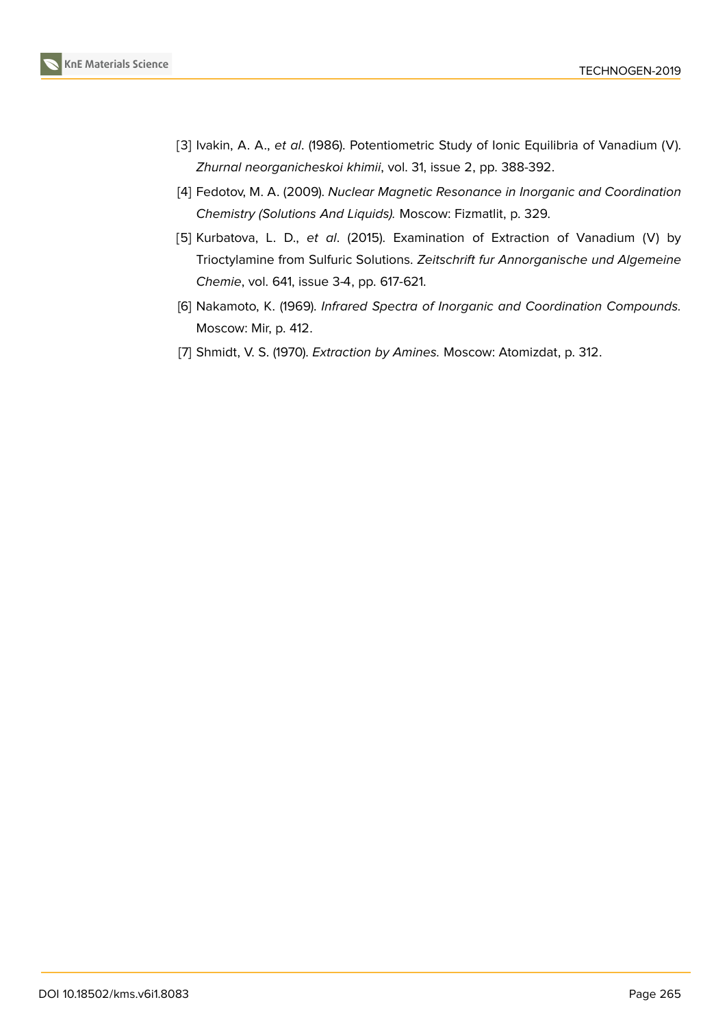[3] Ivakin, A. A., *et al*. (1986). Potentiometric Study of Ionic Equilibria of Vanadium (V). *Zhurnal neorganicheskoi khimii*, vol. 31, issue 2, pp. 388-392.

[4] Fedotov, M. A. (2009). *Nuclear Magnetic Resonance in Inorganic and Coordination Chemistry (Solutions And Liquids).* Moscow: Fizmatlit, p. 329.

[5] Kurbatova, L. D., *et al*. (2015). Examination of Extraction of Vanadium (V) by Trioctylamine from Sulfuric Solutions. *Zeitschrift fur Annorganische und Algemeine Chemie*, vol. 641, issue 3-4, pp. 617-621.

[6] Nakamoto, K. (1969). *Infrared Spectra of Inorganic and Coordination Compounds.* Moscow: Mir, p. 412.

[7] Shmidt, V. S. (1970). *Extraction by Amines.* Moscow: Atomizdat, p. 312.